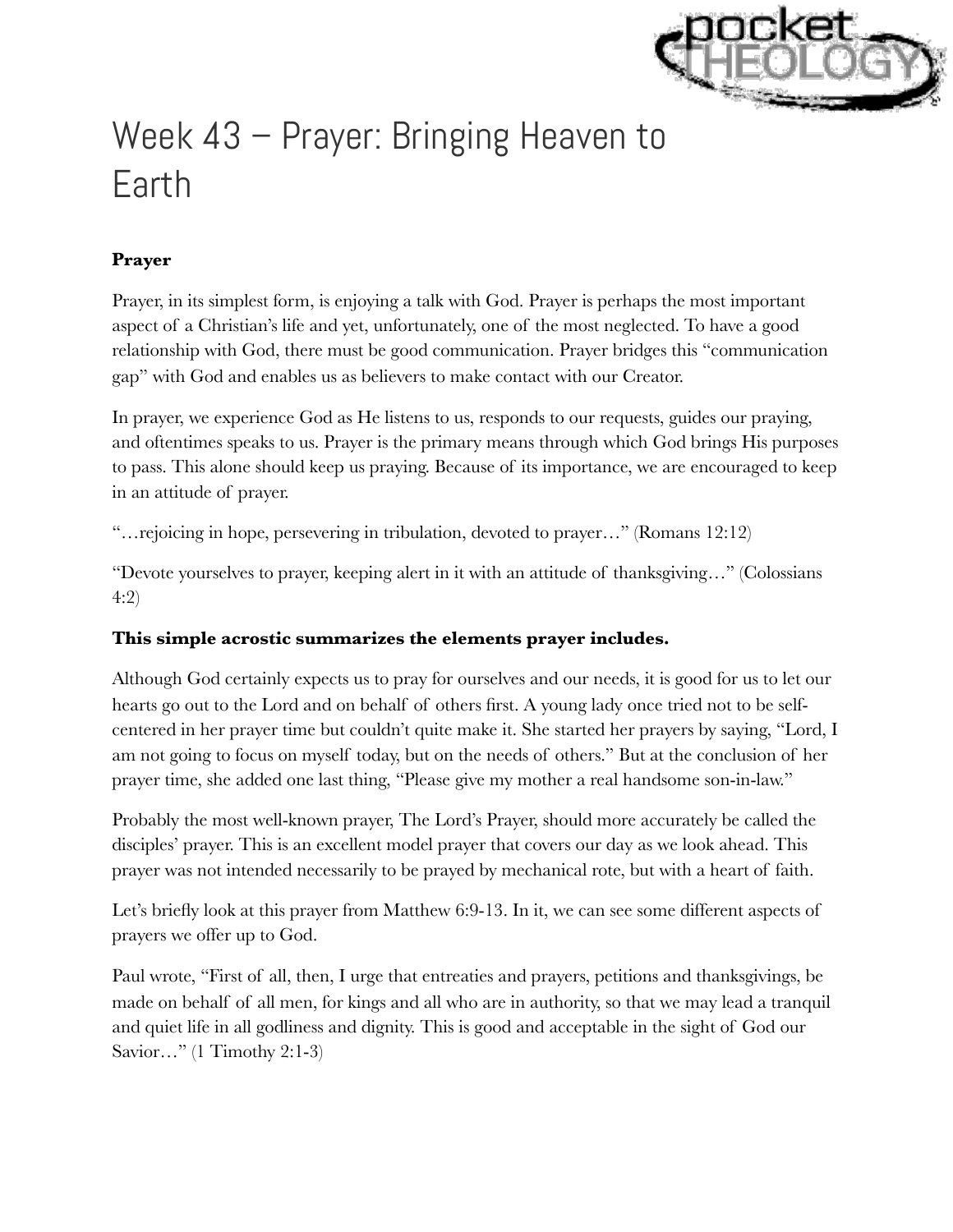# Week 43 – Prayer: Bringing Heaven to Earth

**Prayer**

Prayer, in its simplest form, is enjoying a talk with God. Prayer is perhaps the most important aspect of a Christian's life and yet, unfortunately, one of the most neglected. To have a good relationship with God, there must be good communication. Prayer bridges this "communication gap" with God and enables us as believers to make contact with our Creator.

In prayer, we experience God as He listens to us, responds to our requests, guides our praying, and oftentimes speaks to us. Prayer is the primary means through which God brings His purposes to pass. This alone should keep us praying. Because of its importance, we are encouraged to keep in an attitude of prayer.

"…rejoicing in hope, persevering in tribulation, devoted to prayer…" (Romans 12:12)

"Devote yourselves to prayer, keeping alert in it with an attitude of thanksgiving…" (Colossians 4:2)

**This simple acrostic summarizes the elements prayer includes.**

Although God certainly expects us to pray for ourselves and our needs, it is good for us to let our hearts go out to the Lord and on behalf of others first. A young lady once tried not to be self-centered in her prayer time but couldn't quite make it. She started her prayers by saying, "Lord, I am not going to focus on myself today, but on the needs of others." But at the conclusion of her prayer time, she added one last thing, "Please give my mother a real handsome son-in-law."

Probably the most well-known prayer, The Lord's Prayer, should more accurately be called the disciples' prayer. This is an excellent model prayer that covers our day as we look ahead. This prayer was not intended necessarily to be prayed by mechanical rote, but with a heart of faith.

Let's briefly look at this prayer from Matthew 6:9-13. In it, we can see some different aspects of prayers we offer up to God.

Paul wrote, "First of all, then, I urge that entreaties and prayers, petitions and thanksgivings, be made on behalf of all men, for kings and all who are in authority, so that we may lead a tranquil and quiet life in all godliness and dignity. This is good and acceptable in the sight of God our Savior…" (1 Timothy 2:1-3)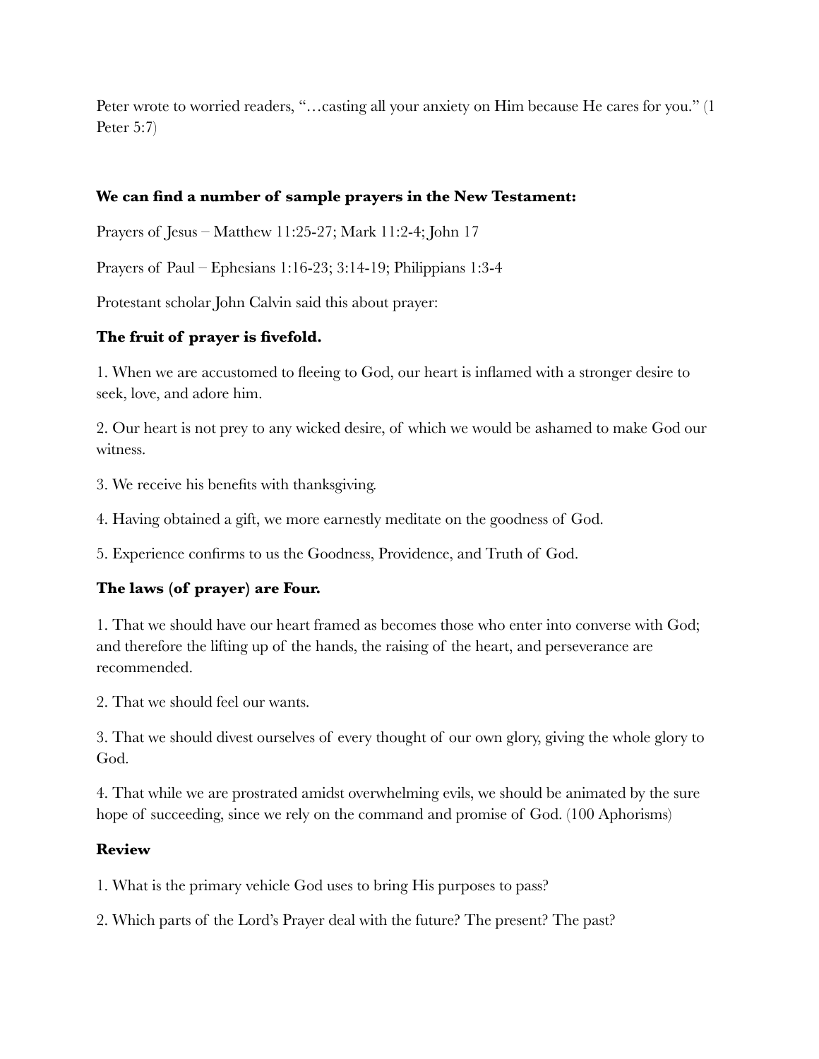Peter wrote to worried readers, "…casting all your anxiety on Him because He cares for you." (1 Peter 5:7)

**We can find a number of sample prayers in the New Testament:**

Prayers of Jesus – Matthew 11:25-27; Mark 11:2-4; John 17

Prayers of Paul – Ephesians 1:16-23; 3:14-19; Philippians 1:3-4

Protestant scholar John Calvin said this about prayer:

**The fruit of prayer is fivefold.**

1. When we are accustomed to fleeing to God, our heart is inflamed with a stronger desire to seek, love, and adore him.

2. Our heart is not prey to any wicked desire, of which we would be ashamed to make God our witness.

3. We receive his benefits with thanksgiving.

4. Having obtained a gift, we more earnestly meditate on the goodness of God.

5. Experience confirms to us the Goodness, Providence, and Truth of God.

**The laws (of prayer) are Four.**

1. That we should have our heart framed as becomes those who enter into converse with God; and therefore the lifting up of the hands, the raising of the heart, and perseverance are recommended.

2. That we should feel our wants.

3. That we should divest ourselves of every thought of our own glory, giving the whole glory to God.

4. That while we are prostrated amidst overwhelming evils, we should be animated by the sure hope of succeeding, since we rely on the command and promise of God. (100 Aphorisms)

**Review**

1. What is the primary vehicle God uses to bring His purposes to pass?

2. Which parts of the Lord's Prayer deal with the future? The present? The past?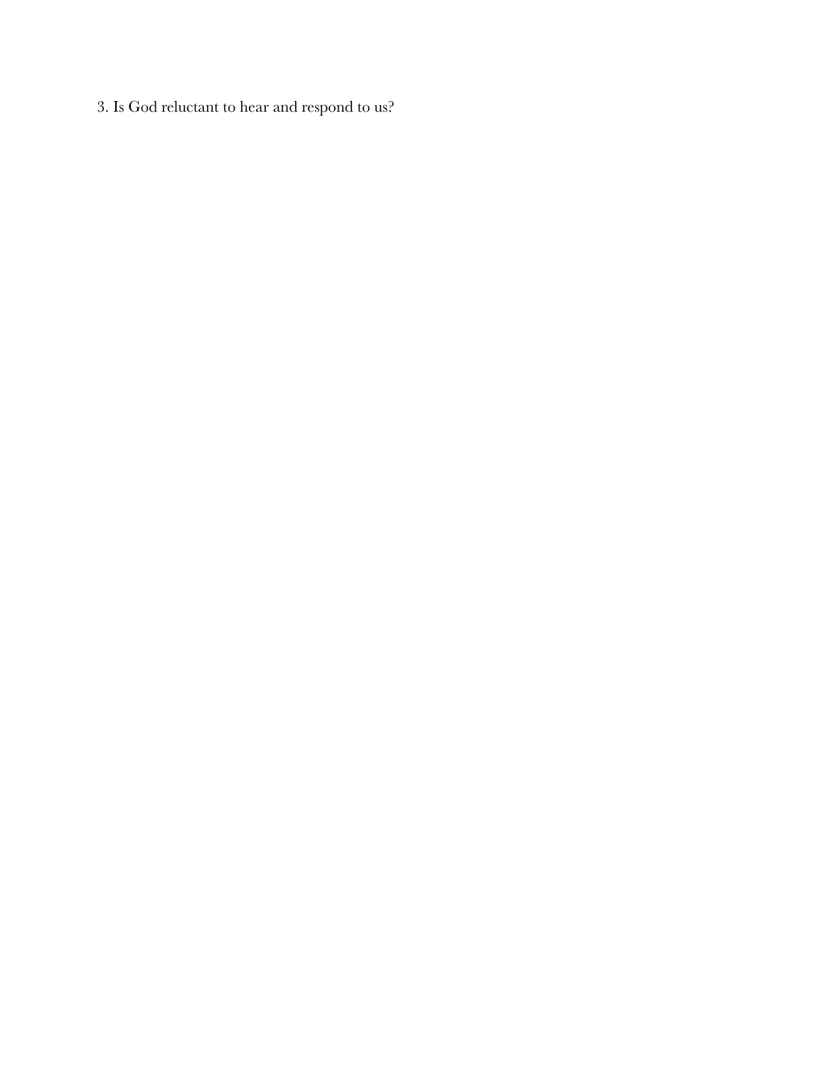3. Is God reluctant to hear and respond to us?